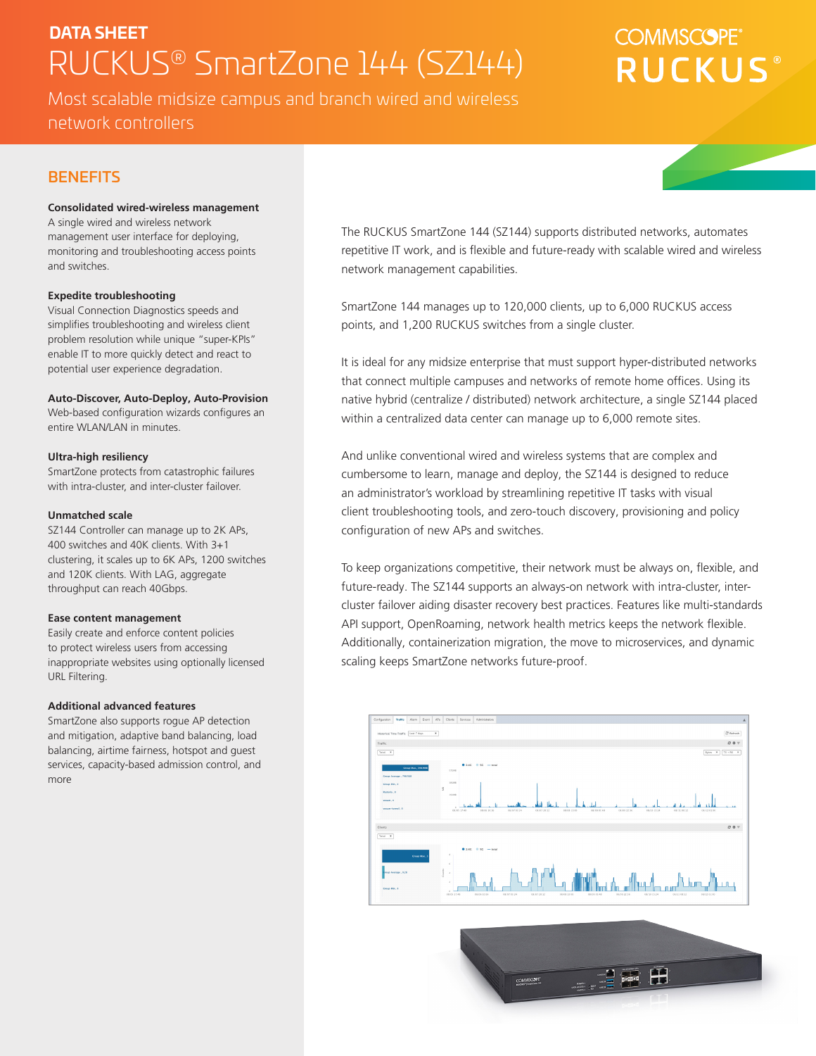DATA SHEET

# RUCKUS® SmartZone 144 (SZ144)

Most scalable midsize campus and branch wired and wireless network controllers

## BENEFITS

**Consolidated wired-wireless management**
A single wired and wireless network management user interface for deploying, monitoring and troubleshooting access points and switches.

**Expedite troubleshooting**
Visual Connection Diagnostics speeds and simplifies troubleshooting and wireless client problem resolution while unique "super-KPIs" enable IT to more quickly detect and react to potential user experience degradation.

**Auto-Discover, Auto-Deploy, Auto-Provision**
Web-based configuration wizards configures an entire WLAN/LAN in minutes.

**Ultra-high resiliency**
SmartZone protects from catastrophic failures with intra-cluster, and inter-cluster failover.

**Unmatched scale**
SZ144 Controller can manage up to 2K APs, 400 switches and 40K clients. With 3+1 clustering, it scales up to 6K APs, 1200 switches and 120K clients. With LAG, aggregate throughput can reach 40Gbps.

**Ease content management**
Easily create and enforce content policies to protect wireless users from accessing inappropriate websites using optionally licensed URL Filtering.

**Additional advanced features**
SmartZone also supports rogue AP detection and mitigation, adaptive band balancing, load balancing, airtime fairness, hotspot and guest services, capacity-based admission control, and more

The RUCKUS SmartZone 144 (SZ144) supports distributed networks, automates repetitive IT work, and is flexible and future-ready with scalable wired and wireless network management capabilities.

SmartZone 144 manages up to 120,000 clients, up to 6,000 RUCKUS access points, and 1,200 RUCKUS switches from a single cluster.

It is ideal for any midsize enterprise that must support hyper-distributed networks that connect multiple campuses and networks of remote home offices. Using its native hybrid (centralize / distributed) network architecture, a single SZ144 placed within a centralized data center can manage up to 6,000 remote sites.

And unlike conventional wired and wireless systems that are complex and cumbersome to learn, manage and deploy, the SZ144 is designed to reduce an administrator's workload by streamlining repetitive IT tasks with visual client troubleshooting tools, and zero-touch discovery, provisioning and policy configuration of new APs and switches.

To keep organizations competitive, their network must be always on, flexible, and future-ready. The SZ144 supports an always-on network with intra-cluster, inter-cluster failover aiding disaster recovery best practices. Features like multi-standards API support, OpenRoaming, network health metrics keeps the network flexible. Additionally, containerization migration, the move to microservices, and dynamic scaling keeps SmartZone networks future-proof.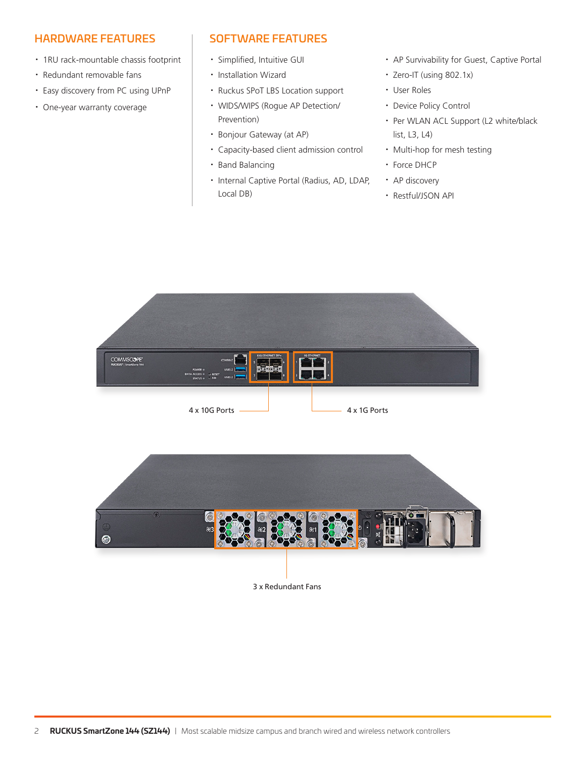## HARDWARE FEATURES

- 1RU rack-mountable chassis footprint
- Redundant removable fans
- Easy discovery from PC using UPnP
- One-year warranty coverage

## SOFTWARE FEATURES

- Simplified, Intuitive GUI
- Installation Wizard
- Ruckus SPoT LBS Location support
- WIDS/WIPS (Rogue AP Detection/ Prevention)
- Bonjour Gateway (at AP)
- Capacity-based client admission control
- Band Balancing
- Internal Captive Portal (Radius, AD, LDAP, Local DB)
- AP Survivability for Guest, Captive Portal
- Zero-IT (using 802.1x)
- User Roles
- Device Policy Control
- Per WLAN ACL Support (L2 white/black list, L3, L4)
- Multi-hop for mesh testing
- Force DHCP
- AP discovery
- Restful/JSON API

4 x 10G Ports

4 x 1G Ports

3 x Redundant Fans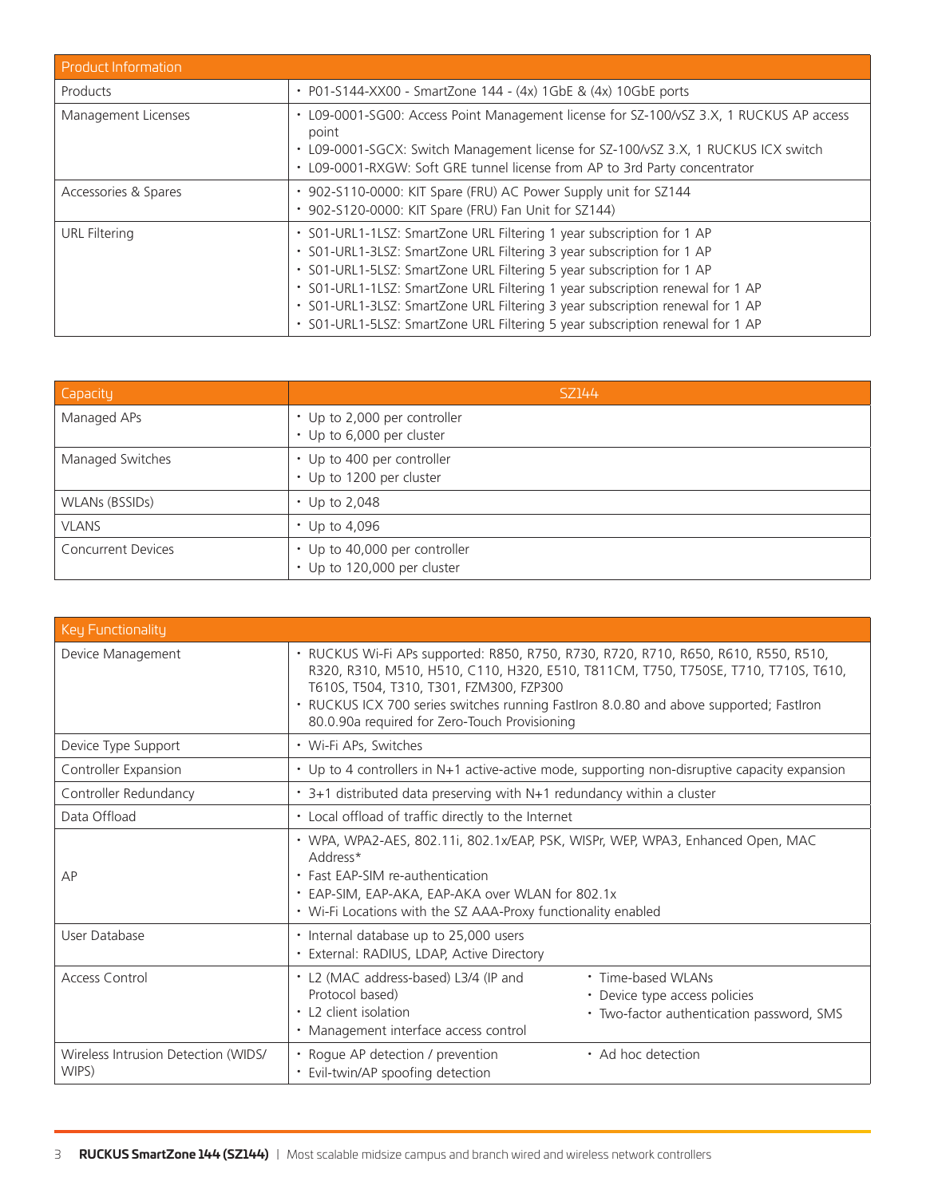| Product Information | |
|---|---|
| Products | • P01-S144-XX00 - SmartZone 144 - (4x) 1GbE & (4x) 10GbE ports |
| Management Licenses | • L09-0001-SG00: Access Point Management license for SZ-100/vSZ 3.X, 1 RUCKUS AP access point<br>• L09-0001-SGCX: Switch Management license for SZ-100/vSZ 3.X, 1 RUCKUS ICX switch<br>• L09-0001-RXGW: Soft GRE tunnel license from AP to 3rd Party concentrator |
| Accessories & Spares | • 902-S110-0000: KIT Spare (FRU) AC Power Supply unit for SZ144<br>• 902-S120-0000: KIT Spare (FRU) Fan Unit for SZ144) |
| URL Filtering | • S01-URL1-1LSZ: SmartZone URL Filtering 1 year subscription for 1 AP<br>• S01-URL1-3LSZ: SmartZone URL Filtering 3 year subscription for 1 AP<br>• S01-URL1-5LSZ: SmartZone URL Filtering 5 year subscription for 1 AP<br>• S01-URL1-1LSZ: SmartZone URL Filtering 1 year subscription renewal for 1 AP<br>• S01-URL1-3LSZ: SmartZone URL Filtering 3 year subscription renewal for 1 AP<br>• S01-URL1-5LSZ: SmartZone URL Filtering 5 year subscription renewal for 1 AP |

| Capacity | SZ144 |
|---|---|
| Managed APs | • Up to 2,000 per controller<br>• Up to 6,000 per cluster |
| Managed Switches | • Up to 400 per controller<br>• Up to 1200 per cluster |
| WLANs (BSSIDs) | • Up to 2,048 |
| VLANS | • Up to 4,096 |
| Concurrent Devices | • Up to 40,000 per controller<br>• Up to 120,000 per cluster |

| Key Functionality | |
|---|---|
| Device Management | • RUCKUS Wi-Fi APs supported: R850, R750, R730, R720, R710, R650, R610, R550, R510, R320, R310, M510, H510, C110, H320, E510, T811CM, T750, T750SE, T710, T710S, T610, T610S, T504, T310, T301, FZM300, FZP300<br>• RUCKUS ICX 700 series switches running FastIron 8.0.80 and above supported; FastIron 80.0.90a required for Zero-Touch Provisioning |
| Device Type Support | • Wi-Fi APs, Switches |
| Controller Expansion | • Up to 4 controllers in N+1 active-active mode, supporting non-disruptive capacity expansion |
| Controller Redundancy | • 3+1 distributed data preserving with N+1 redundancy within a cluster |
| Data Offload | • Local offload of traffic directly to the Internet |
| AP | • WPA, WPA2-AES, 802.11i, 802.1x/EAP, PSK, WISPr, WEP, WPA3, Enhanced Open, MAC Address*<br>• Fast EAP-SIM re-authentication<br>• EAP-SIM, EAP-AKA, EAP-AKA over WLAN for 802.1x<br>• Wi-Fi Locations with the SZ AAA-Proxy functionality enabled |
| User Database | • Internal database up to 25,000 users<br>• External: RADIUS, LDAP, Active Directory |
| Access Control | • L2 (MAC address-based) L3/4 (IP and Protocol based)<br>• L2 client isolation<br>• Management interface access control<br>• Time-based WLANs<br>• Device type access policies<br>• Two-factor authentication password, SMS |
| Wireless Intrusion Detection (WIDS/WIPS) | • Rogue AP detection / prevention<br>• Evil-twin/AP spoofing detection<br>• Ad hoc detection |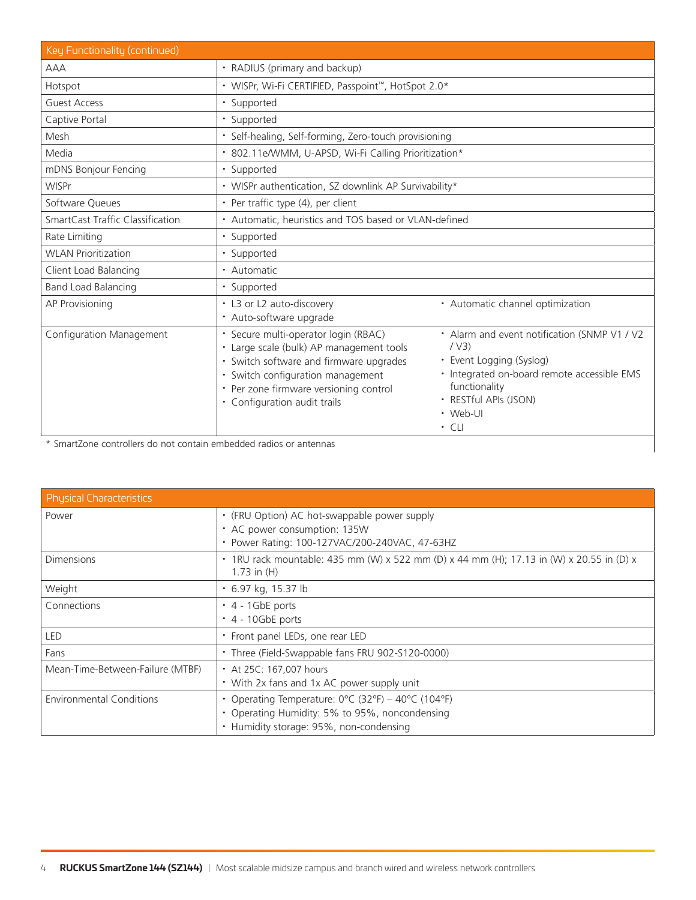| Key Functionality (continued) | |
|---|---|
| AAA | • RADIUS (primary and backup) |
| Hotspot | • WISPr, Wi-Fi CERTIFIED, Passpoint™, HotSpot 2.0* |
| Guest Access | • Supported |
| Captive Portal | • Supported |
| Mesh | • Self-healing, Self-forming, Zero-touch provisioning |
| Media | • 802.11e/WMM, U-APSD, Wi-Fi Calling Prioritization* |
| mDNS Bonjour Fencing | • Supported |
| WISPr | • WISPr authentication, SZ downlink AP Survivability* |
| Software Queues | • Per traffic type (4), per client |
| SmartCast Traffic Classification | • Automatic, heuristics and TOS based or VLAN-defined |
| Rate Limiting | • Supported |
| WLAN Prioritization | • Supported |
| Client Load Balancing | • Automatic |
| Band Load Balancing | • Supported |
| AP Provisioning | • L3 or L2 auto-discovery<br>• Auto-software upgrade<br>• Automatic channel optimization |
| Configuration Management | • Secure multi-operator login (RBAC)<br>• Large scale (bulk) AP management tools<br>• Switch software and firmware upgrades<br>• Switch configuration management<br>• Per zone firmware versioning control<br>• Configuration audit trails<br>• Alarm and event notification (SNMP V1 / V2 / V3)<br>• Event Logging (Syslog)<br>• Integrated on-board remote accessible EMS functionality<br>• RESTful APIs (JSON)<br>• Web-UI<br>• CLI |

* SmartZone controllers do not contain embedded radios or antennas

| Physical Characteristics | |
|---|---|
| Power | • (FRU Option) AC hot-swappable power supply<br>• AC power consumption: 135W<br>• Power Rating: 100-127VAC/200-240VAC, 47-63HZ |
| Dimensions | • 1RU rack mountable: 435 mm (W) x 522 mm (D) x 44 mm (H); 17.13 in (W) x 20.55 in (D) x 1.73 in (H) |
| Weight | • 6.97 kg, 15.37 lb |
| Connections | • 4 - 1GbE ports<br>• 4 - 10GbE ports |
| LED | • Front panel LEDs, one rear LED |
| Fans | • Three (Field-Swappable fans FRU 902-S120-0000) |
| Mean-Time-Between-Failure (MTBF) | • At 25C: 167,007 hours<br>• With 2x fans and 1x AC power supply unit |
| Environmental Conditions | • Operating Temperature: 0°C (32°F) – 40°C (104°F)<br>• Operating Humidity: 5% to 95%, noncondensing<br>• Humidity storage: 95%, non-condensing |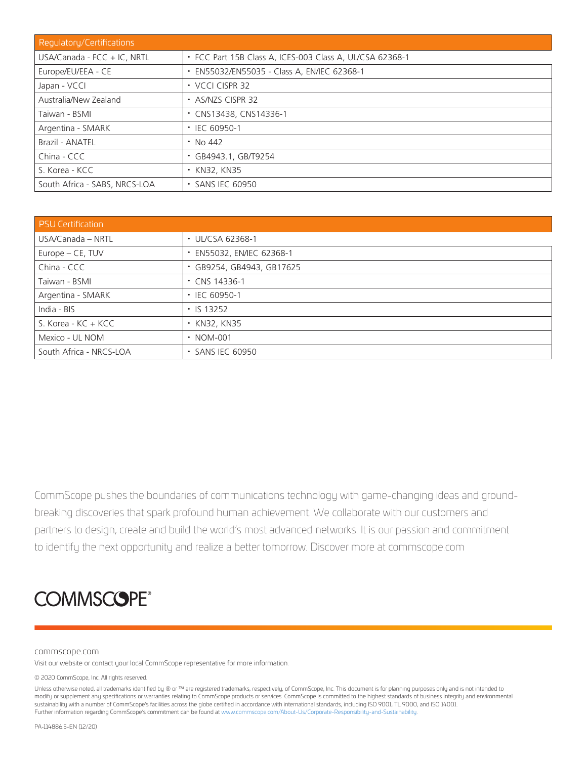| Regulatory/Certifications | |
|---|---|
| USA/Canada - FCC + IC, NRTL | • FCC Part 15B Class A, ICES-003 Class A, UL/CSA 62368-1 |
| Europe/EU/EEA - CE | • EN55032/EN55035 - Class A, EN/IEC 62368-1 |
| Japan - VCCI | • VCCI CISPR 32 |
| Australia/New Zealand | • AS/NZS CISPR 32 |
| Taiwan - BSMI | • CNS13438, CNS14336-1 |
| Argentina - SMARK | • IEC 60950-1 |
| Brazil - ANATEL | • No 442 |
| China - CCC | • GB4943.1, GB/T9254 |
| S. Korea - KCC | • KN32, KN35 |
| South Africa - SABS, NRCS-LOA | • SANS IEC 60950 |

| PSU Certification | |
|---|---|
| USA/Canada – NRTL | • UL/CSA 62368-1 |
| Europe – CE, TUV | • EN55032, EN/IEC 62368-1 |
| China - CCC | • GB9254, GB4943, GB17625 |
| Taiwan - BSMI | • CNS 14336-1 |
| Argentina - SMARK | • IEC 60950-1 |
| India - BIS | • IS 13252 |
| S. Korea - KC + KCC | • KN32, KN35 |
| Mexico - UL NOM | • NOM-001 |
| South Africa - NRCS-LOA | • SANS IEC 60950 |

CommScope pushes the boundaries of communications technology with game-changing ideas and ground-breaking discoveries that spark profound human achievement. We collaborate with our customers and partners to design, create and build the world's most advanced networks. It is our passion and commitment to identify the next opportunity and realize a better tomorrow. Discover more at commscope.com

COMMSCOPE®

commscope.com

Visit our website or contact your local CommScope representative for more information.

© 2020 CommScope, Inc. All rights reserved.

Unless otherwise noted, all trademarks identified by ® or ™ are registered trademarks, respectively, of CommScope, Inc. This document is for planning purposes only and is not intended to modify or supplement any specifications or warranties relating to CommScope products or services. CommScope is committed to the highest standards of business integrity and environmental sustainability with a number of CommScope's facilities across the globe certified in accordance with international standards, including ISO 9001, TL 9000, and ISO 14001. Further information regarding CommScope's commitment can be found at www.commscope.com/About-Us/Corporate-Responsibility-and-Sustainability.

PA-114886.5-EN (12/20)